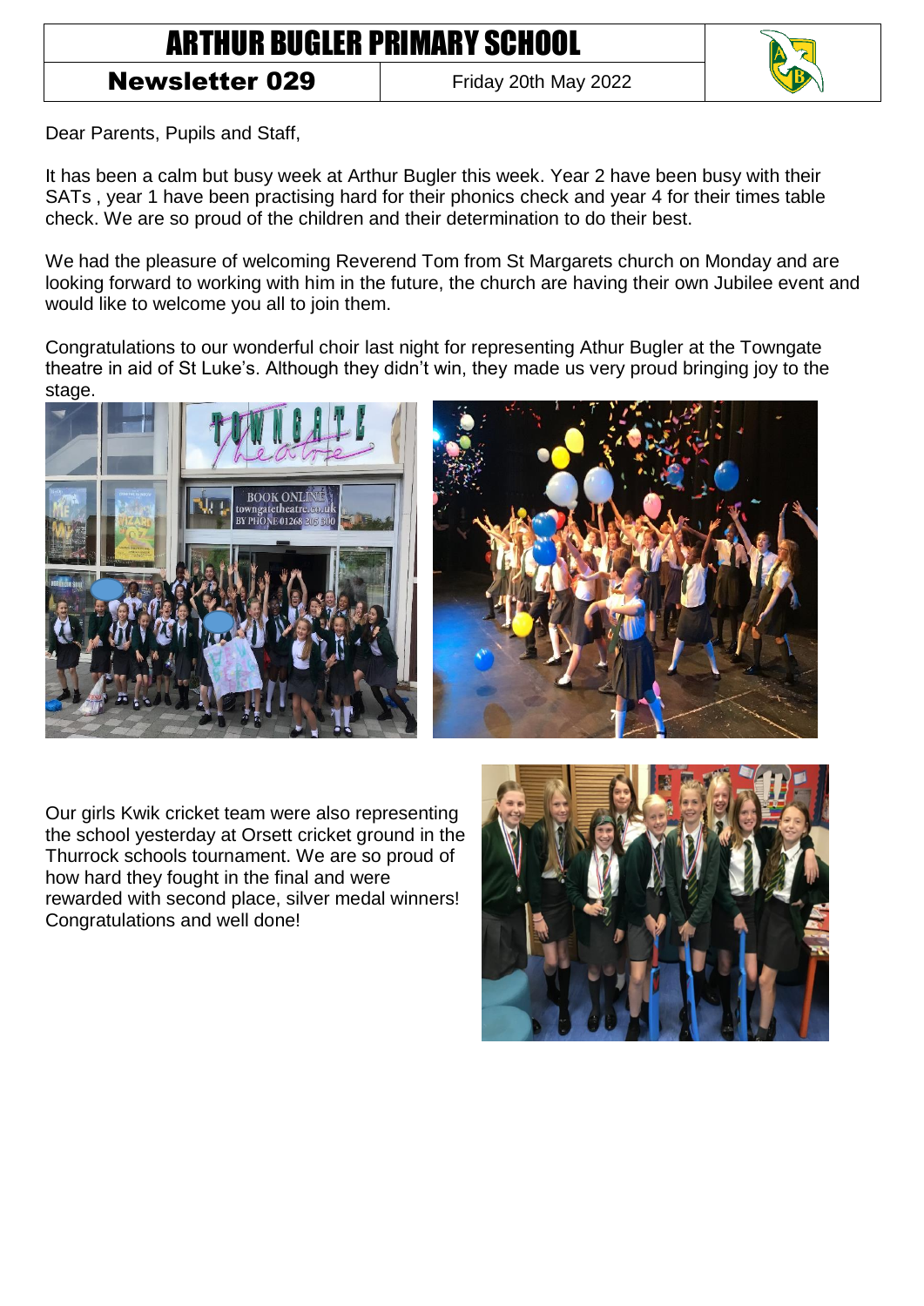# ARTHUR BUGLER PRIMARY SCHOOL

**Newsletter 029** | Friday 20th May 2022

Dear Parents, Pupils and Staff,

It has been a calm but busy week at Arthur Bugler this week. Year 2 have been busy with their SATs , year 1 have been practising hard for their phonics check and year 4 for their times table check. We are so proud of the children and their determination to do their best.

We had the pleasure of welcoming Reverend Tom from St Margarets church on Monday and are looking forward to working with him in the future, the church are having their own Jubilee event and would like to welcome you all to join them.

Congratulations to our wonderful choir last night for representing Athur Bugler at the Towngate theatre in aid of St Luke's. Although they didn't win, they made us very proud bringing joy to the stage.

Our girls Kwik cricket team were also representing the school yesterday at Orsett cricket ground in the Thurrock schools tournament. We are so proud of how hard they fought in the final and were rewarded with second place, silver medal winners! Congratulations and well done!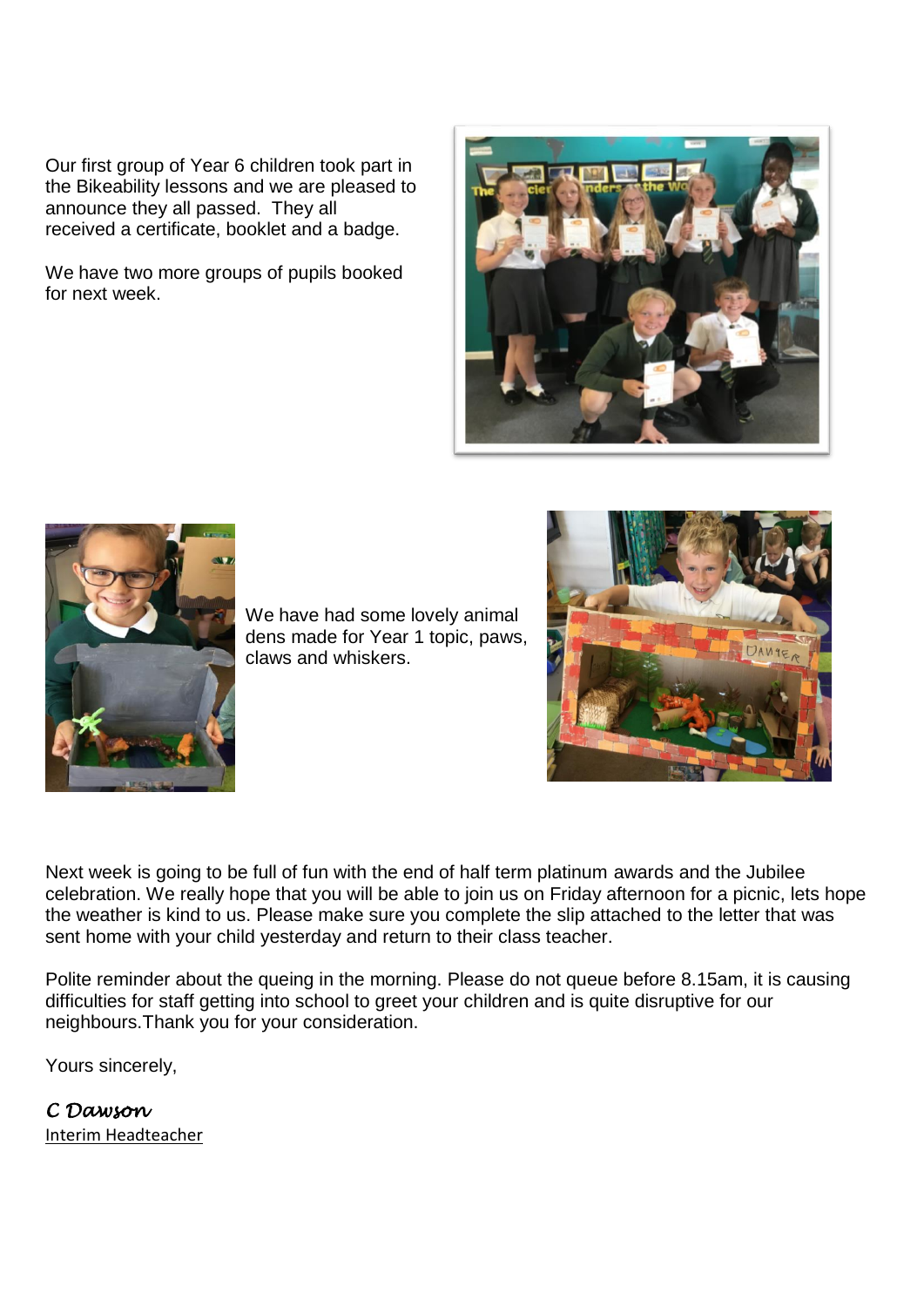Our first group of Year 6 children took part in the Bikeability lessons and we are pleased to announce they all passed. They all received a certificate, booklet and a badge.

We have two more groups of pupils booked for next week.

We have had some lovely animal dens made for Year 1 topic, paws, claws and whiskers.

Next week is going to be full of fun with the end of half term platinum awards and the Jubilee celebration. We really hope that you will be able to join us on Friday afternoon for a picnic, lets hope the weather is kind to us. Please make sure you complete the slip attached to the letter that was sent home with your child yesterday and return to their class teacher.

Polite reminder about the queing in the morning. Please do not queue before 8.15am, it is causing difficulties for staff getting into school to greet your children and is quite disruptive for our neighbours.Thank you for your consideration.

Yours sincerely,

*C Dawson*

Interim Headteacher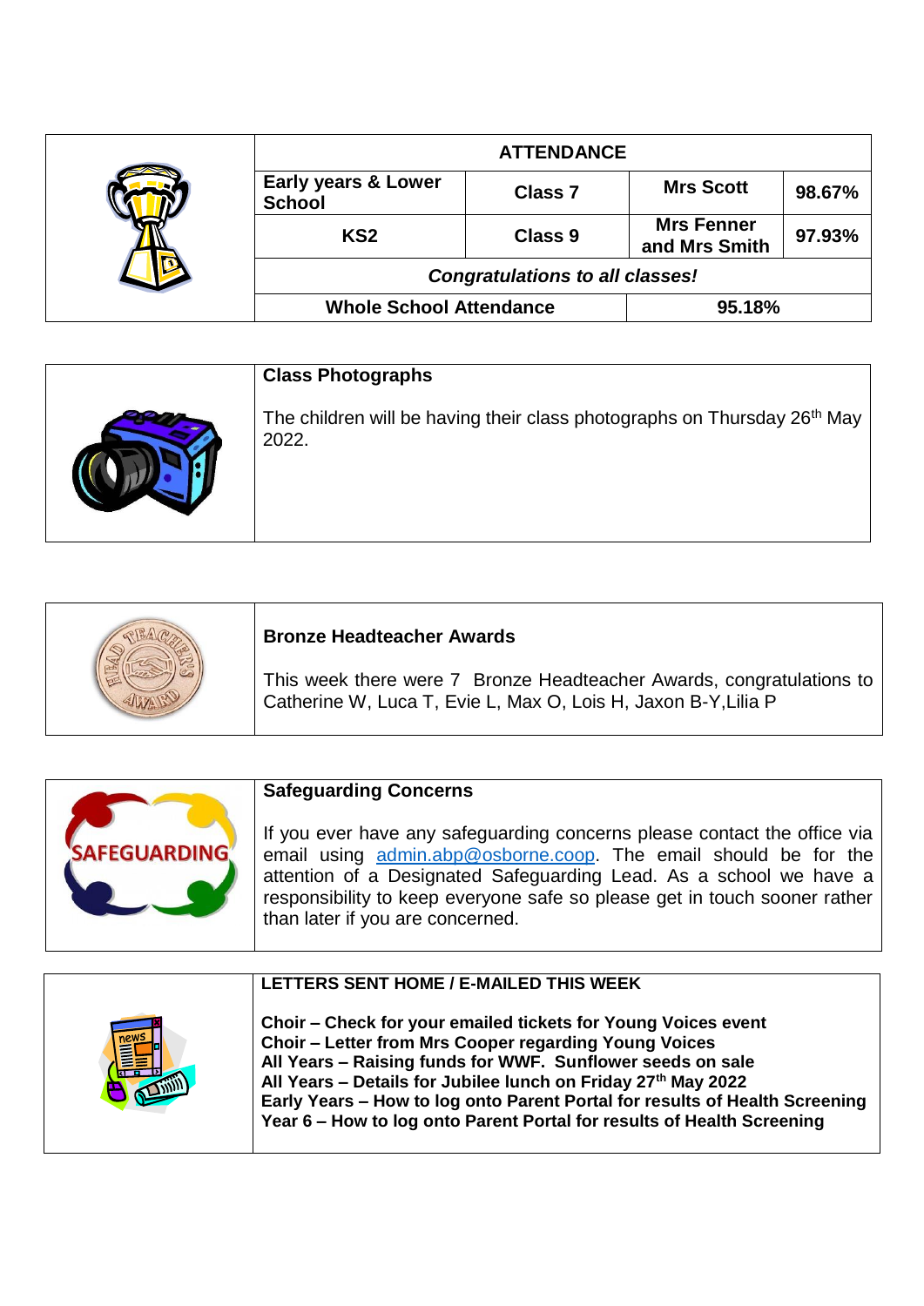| ATTENDANCE | | | |
|---|---|---|---|
| Early years & Lower School | Class 7 | Mrs Scott | 98.67% |
| KS2 | Class 9 | Mrs Fenner and Mrs Smith | 97.93% |
| *Congratulations to all classes!* | | | |
| Whole School Attendance | | 95.18% | |

**Class Photographs**

The children will be having their class photographs on Thursday 26th May 2022.

**Bronze Headteacher Awards**

This week there were 7 Bronze Headteacher Awards, congratulations to Catherine W, Luca T, Evie L, Max O, Lois H, Jaxon B-Y, Lilia P

**Safeguarding Concerns**

If you ever have any safeguarding concerns please contact the office via email using admin.abp@osborne.coop. The email should be for the attention of a Designated Safeguarding Lead. As a school we have a responsibility to keep everyone safe so please get in touch sooner rather than later if you are concerned.

**LETTERS SENT HOME / E-MAILED THIS WEEK**

**Choir – Check for your emailed tickets for Young Voices event**
**Choir – Letter from Mrs Cooper regarding Young Voices**
**All Years – Raising funds for WWF. Sunflower seeds on sale**
**All Years – Details for Jubilee lunch on Friday 27th May 2022**
**Early Years – How to log onto Parent Portal for results of Health Screening**
**Year 6 – How to log onto Parent Portal for results of Health Screening**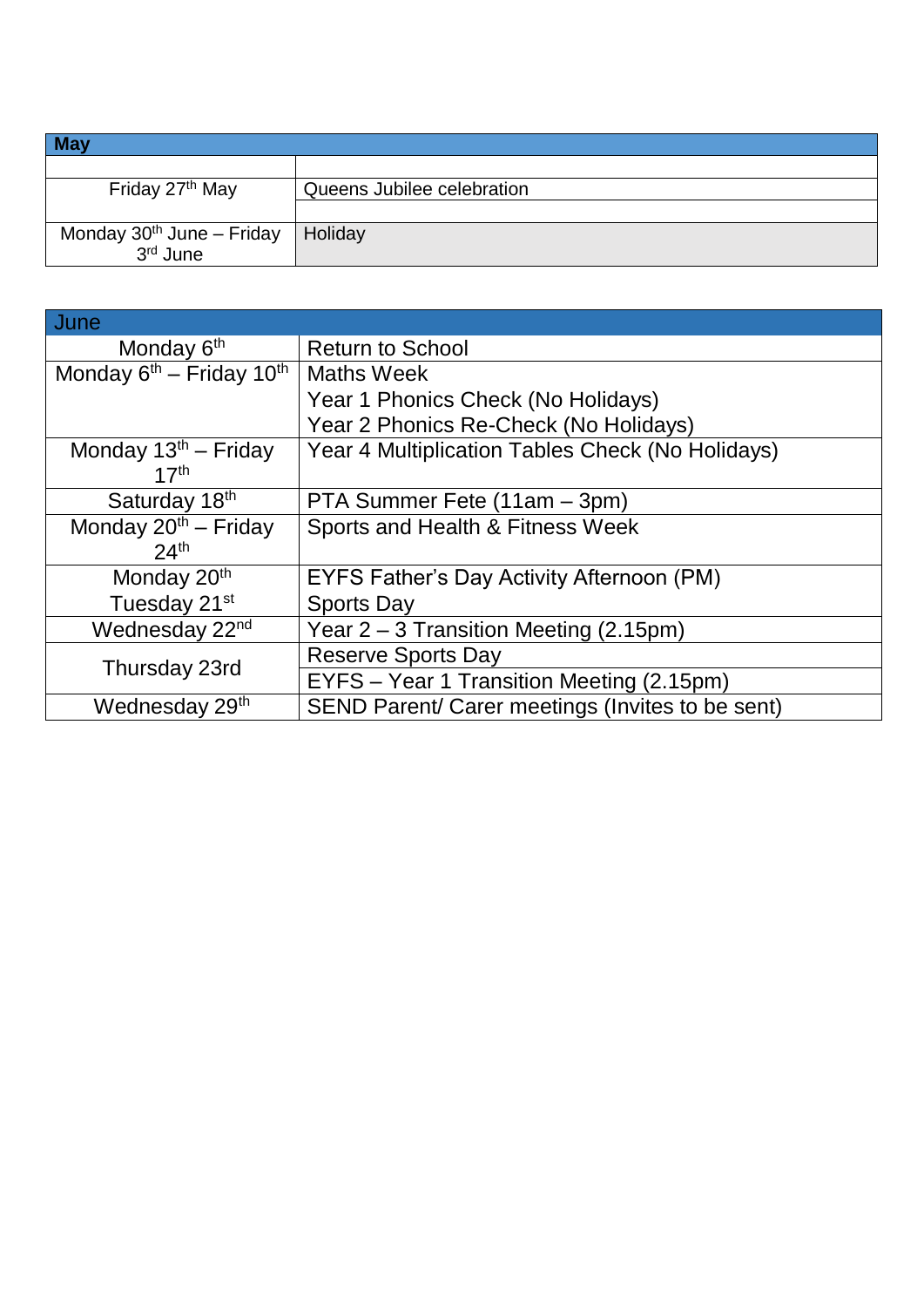| May | |
|---|---|
| | |
| Friday 27th May | Queens Jubilee celebration |
| | |
| Monday 30th June – Friday 3rd June | Holiday |

| June | |
|---|---|
| Monday 6th | Return to School |
| Monday 6th – Friday 10th | Maths Week<br>Year 1 Phonics Check (No Holidays)<br>Year 2 Phonics Re-Check (No Holidays) |
| Monday 13th – Friday 17th | Year 4 Multiplication Tables Check (No Holidays) |
| Saturday 18th | PTA Summer Fete (11am – 3pm) |
| Monday 20th – Friday 24th | Sports and Health & Fitness Week |
| Monday 20th<br>Tuesday 21st | EYFS Father's Day Activity Afternoon (PM)<br>Sports Day |
| Wednesday 22nd | Year 2 – 3 Transition Meeting (2.15pm) |
| Thursday 23rd | Reserve Sports Day |
| | EYFS – Year 1 Transition Meeting (2.15pm) |
| Wednesday 29th | SEND Parent/ Carer meetings (Invites to be sent) |